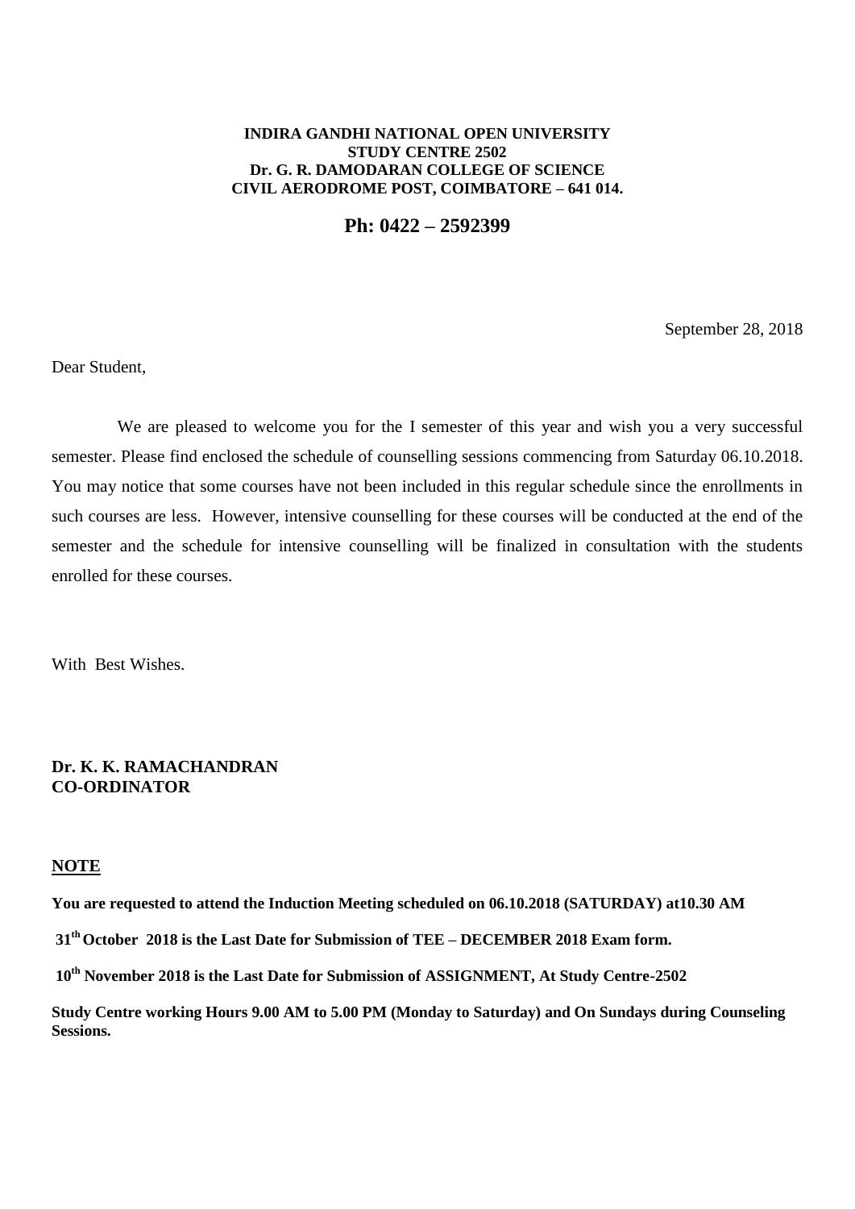**INDIRA GANDHI NATIONAL OPEN UNIVERSITY**
**STUDY CENTRE 2502**
**Dr. G. R. DAMODARAN COLLEGE OF SCIENCE**
**CIVIL AERODROME POST, COIMBATORE – 641 014.**

**Ph: 0422 – 2592399**

September 28, 2018

Dear Student,

We are pleased to welcome you for the I semester of this year and wish you a very successful semester. Please find enclosed the schedule of counselling sessions commencing from Saturday 06.10.2018. You may notice that some courses have not been included in this regular schedule since the enrollments in such courses are less. However, intensive counselling for these courses will be conducted at the end of the semester and the schedule for intensive counselling will be finalized in consultation with the students enrolled for these courses.

With Best Wishes.

**Dr. K. K. RAMACHANDRAN**
**CO-ORDINATOR**

**NOTE**

**You are requested to attend the Induction Meeting scheduled on 06.10.2018 (SATURDAY) at10.30 AM**

**31st October 2018 is the Last Date for Submission of TEE – DECEMBER 2018 Exam form.**

**10th November 2018 is the Last Date for Submission of ASSIGNMENT, At Study Centre-2502**

**Study Centre working Hours 9.00 AM to 5.00 PM (Monday to Saturday) and On Sundays during Counseling Sessions.**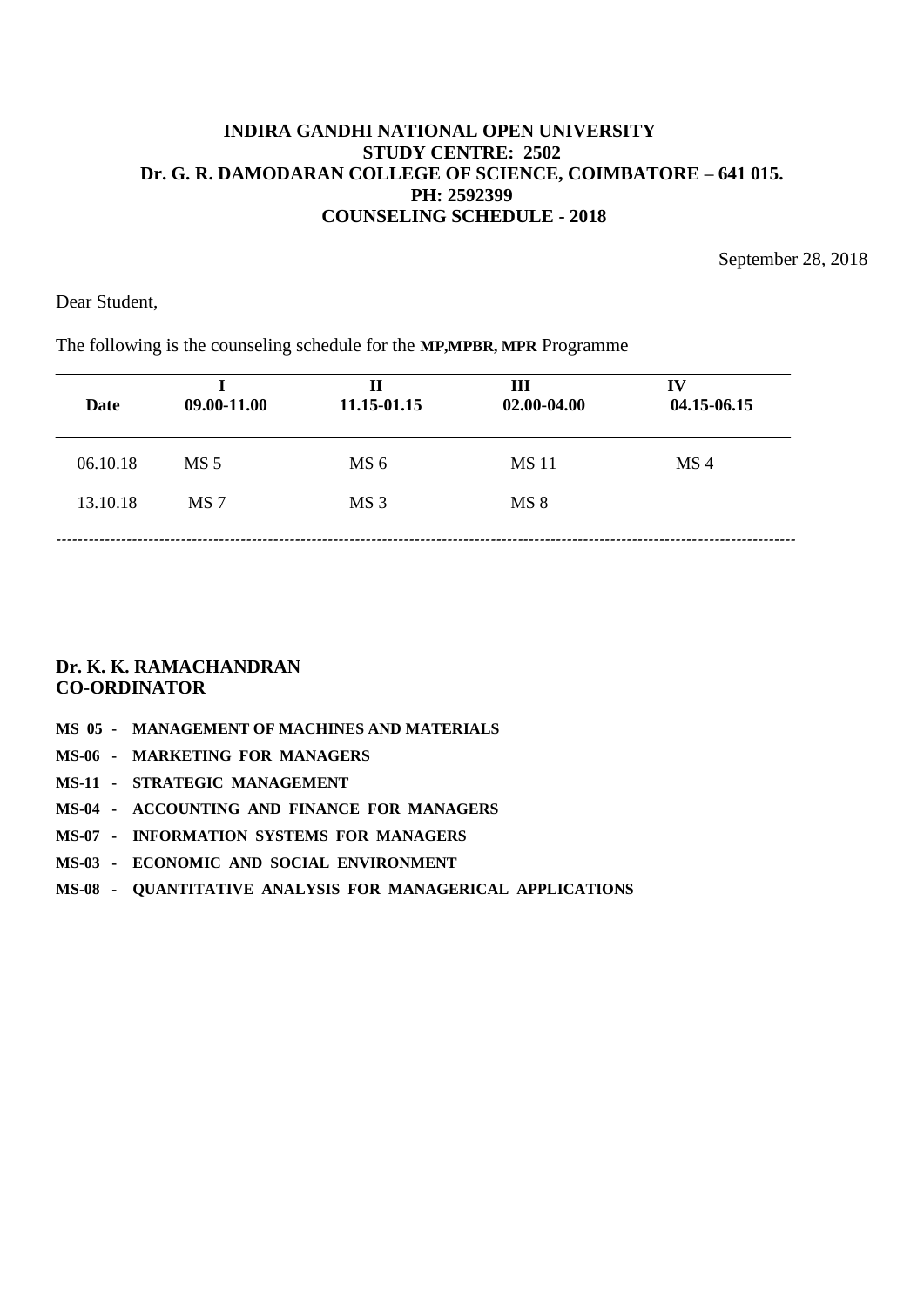**INDIRA GANDHI NATIONAL OPEN UNIVERSITY**
**STUDY CENTRE: 2502**
**Dr. G. R. DAMODARAN COLLEGE OF SCIENCE, COIMBATORE – 641 015.**
**PH: 2592399**
**COUNSELING SCHEDULE - 2018**

September 28, 2018

Dear Student,

The following is the counseling schedule for the **MP,MPBR, MPR** Programme

| Date | I<br>09.00-11.00 | II<br>11.15-01.15 | III<br>02.00-04.00 | IV<br>04.15-06.15 |
|---|---|---|---|---|
| 06.10.18 | MS 5 | MS 6 | MS 11 | MS 4 |
| 13.10.18 | MS 7 | MS 3 | MS 8 | |

**Dr. K. K. RAMACHANDRAN**
**CO-ORDINATOR**

**MS 05 - MANAGEMENT OF MACHINES AND MATERIALS**

**MS-06 - MARKETING FOR MANAGERS**

**MS-11 - STRATEGIC MANAGEMENT**

**MS-04 - ACCOUNTING AND FINANCE FOR MANAGERS**

**MS-07 - INFORMATION SYSTEMS FOR MANAGERS**

**MS-03 - ECONOMIC AND SOCIAL ENVIRONMENT**

**MS-08 - QUANTITATIVE ANALYSIS FOR MANAGERICAL APPLICATIONS**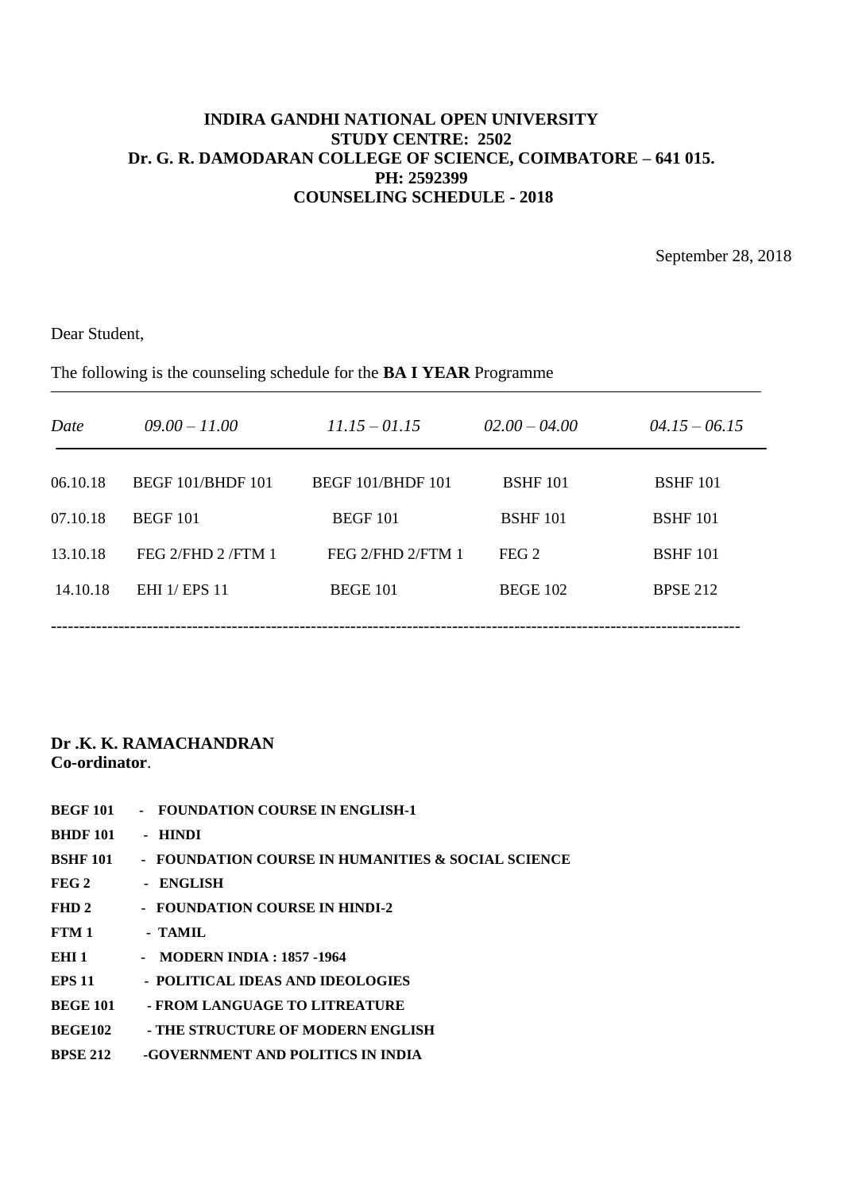**INDIRA GANDHI NATIONAL OPEN UNIVERSITY**
**STUDY CENTRE: 2502**
**Dr. G. R. DAMODARAN COLLEGE OF SCIENCE, COIMBATORE – 641 015.**
**PH: 2592399**
**COUNSELING SCHEDULE - 2018**

September 28, 2018

Dear Student,

The following is the counseling schedule for the **BA I YEAR** Programme

| *Date* | *09.00 – 11.00* | *11.15 – 01.15* | *02.00 – 04.00* | *04.15 – 06.15* |
|---|---|---|---|---|
| 06.10.18 | BEGF 101/BHDF 101 | BEGF 101/BHDF 101 | BSHF 101 | BSHF 101 |
| 07.10.18 | BEGF 101 | BEGF 101 | BSHF 101 | BSHF 101 |
| 13.10.18 | FEG 2/FHD 2 /FTM 1 | FEG 2/FHD 2/FTM 1 | FEG 2 | BSHF 101 |
| 14.10.18 | EHI 1/ EPS 11 | BEGE 101 | BEGE 102 | BPSE 212 |

**Dr .K. K. RAMACHANDRAN**
**Co-ordinator**.

**BEGF 101 - FOUNDATION COURSE IN ENGLISH-1**
**BHDF 101 - HINDI**
**BSHF 101 - FOUNDATION COURSE IN HUMANITIES & SOCIAL SCIENCE**
**FEG 2 - ENGLISH**
**FHD 2 - FOUNDATION COURSE IN HINDI-2**
**FTM 1 - TAMIL**
**EHI 1 - MODERN INDIA : 1857 -1964**
**EPS 11 - POLITICAL IDEAS AND IDEOLOGIES**
**BEGE 101 - FROM LANGUAGE TO LITREATURE**
**BEGE102 - THE STRUCTURE OF MODERN ENGLISH**
**BPSE 212 -GOVERNMENT AND POLITICS IN INDIA**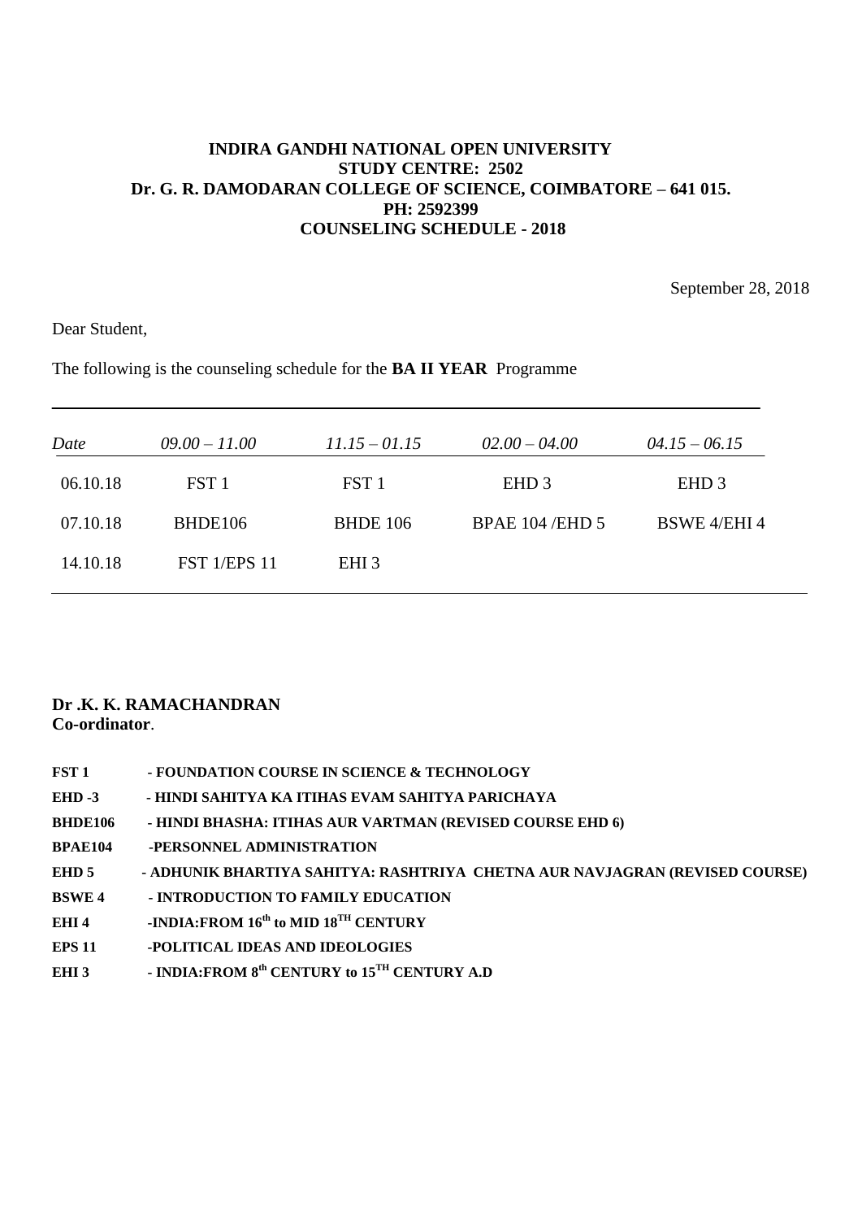**INDIRA GANDHI NATIONAL OPEN UNIVERSITY**
**STUDY CENTRE: 2502**
**Dr. G. R. DAMODARAN COLLEGE OF SCIENCE, COIMBATORE – 641 015.**
**PH: 2592399**
**COUNSELING SCHEDULE - 2018**

September 28, 2018

Dear Student,

The following is the counseling schedule for the **BA II YEAR** Programme

| *Date* | *09.00 – 11.00* | *11.15 – 01.15* | *02.00 – 04.00* | *04.15 – 06.15* |
|---|---|---|---|---|
| 06.10.18 | FST 1 | FST 1 | EHD 3 | EHD 3 |
| 07.10.18 | BHDE106 | BHDE 106 | BPAE 104 /EHD 5 | BSWE 4/EHI 4 |
| 14.10.18 | FST 1/EPS 11 | EHI 3 | | |

**Dr .K. K. RAMACHANDRAN**
**Co-ordinator**.

**FST 1** - FOUNDATION COURSE IN SCIENCE & TECHNOLOGY
**EHD -3** - HINDI SAHITYA KA ITIHAS EVAM SAHITYA PARICHAYA
**BHDE106** - HINDI BHASHA: ITIHAS AUR VARTMAN (REVISED COURSE EHD 6)
**BPAE104** -PERSONNEL ADMINISTRATION
**EHD 5** - ADHUNIK BHARTIYA SAHITYA: RASHTRIYA CHETNA AUR NAVJAGRAN (REVISED COURSE)
**BSWE 4** - INTRODUCTION TO FAMILY EDUCATION
**EHI 4** -INDIA:FROM 16th to MID 18TH CENTURY
**EPS 11** -POLITICAL IDEAS AND IDEOLOGIES
**EHI 3** - INDIA:FROM 8th CENTURY to 15TH CENTURY A.D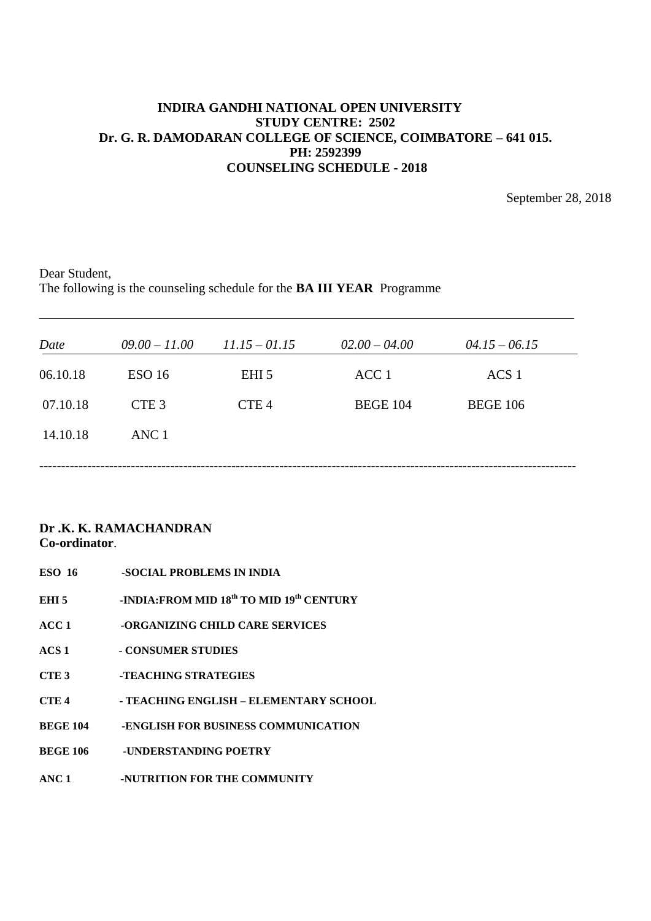**INDIRA GANDHI NATIONAL OPEN UNIVERSITY**
**STUDY CENTRE: 2502**
**Dr. G. R. DAMODARAN COLLEGE OF SCIENCE, COIMBATORE – 641 015.**
**PH: 2592399**
**COUNSELING SCHEDULE - 2018**

September 28, 2018

Dear Student,
The following is the counseling schedule for the **BA III YEAR** Programme

| *Date* | *09.00 – 11.00* | *11.15 – 01.15* | *02.00 – 04.00* | *04.15 – 06.15* |
|---|---|---|---|---|
| 06.10.18 | ESO 16 | EHI 5 | ACC 1 | ACS 1 |
| 07.10.18 | CTE 3 | CTE 4 | BEGE 104 | BEGE 106 |
| 14.10.18 | ANC 1 | | | |

---

**Dr .K. K. RAMACHANDRAN**
**Co-ordinator**.

**ESO 16** -**SOCIAL PROBLEMS IN INDIA**

**EHI 5** -**INDIA:FROM MID 18th TO MID 19th CENTURY**

**ACC 1** -**ORGANIZING CHILD CARE SERVICES**

**ACS 1** - **CONSUMER STUDIES**

**CTE 3** -**TEACHING STRATEGIES**

**CTE 4** - **TEACHING ENGLISH – ELEMENTARY SCHOOL**

**BEGE 104** -**ENGLISH FOR BUSINESS COMMUNICATION**

**BEGE 106** -**UNDERSTANDING POETRY**

**ANC 1** -**NUTRITION FOR THE COMMUNITY**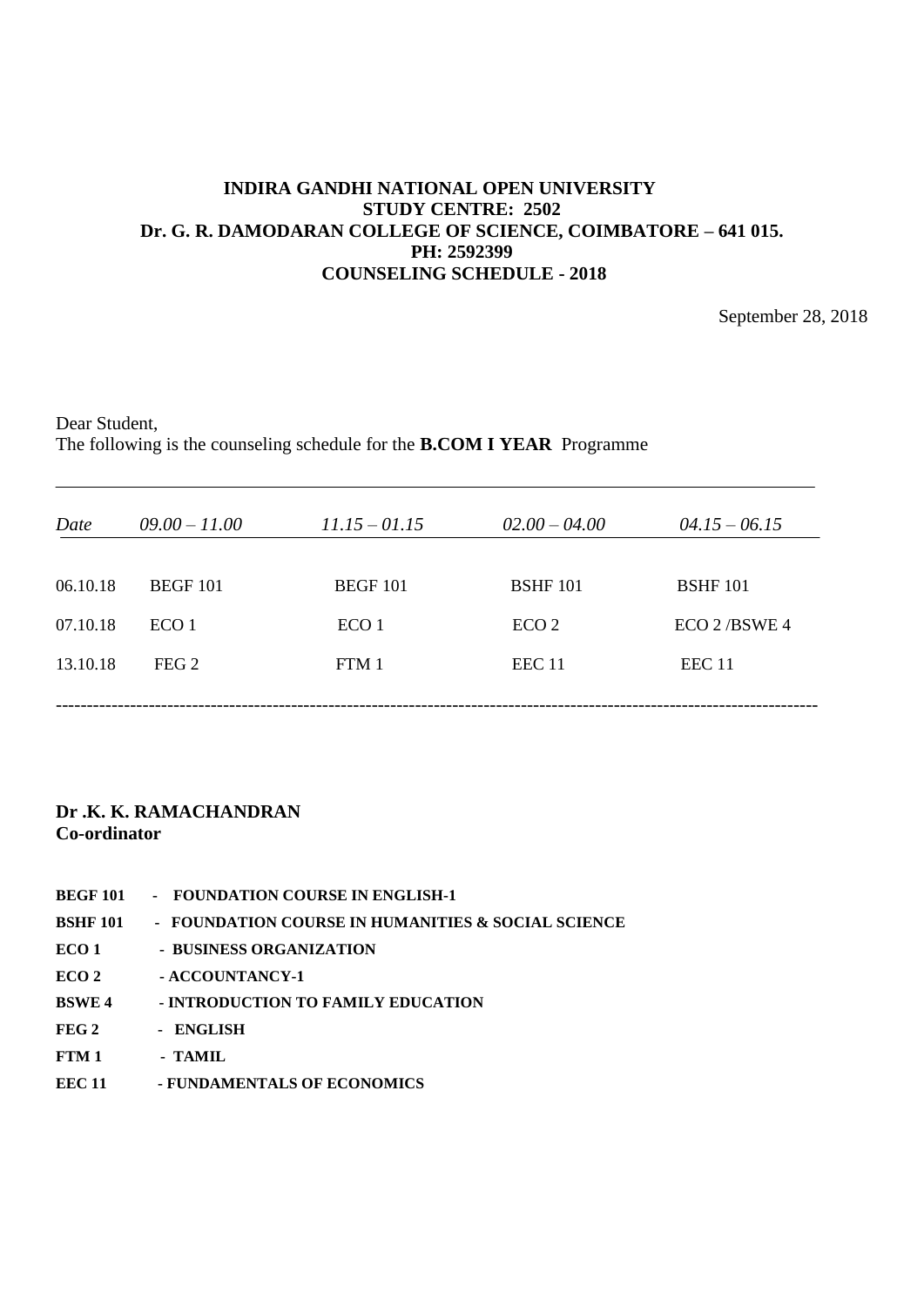**INDIRA GANDHI NATIONAL OPEN UNIVERSITY**
**STUDY CENTRE: 2502**
**Dr. G. R. DAMODARAN COLLEGE OF SCIENCE, COIMBATORE – 641 015.**
**PH: 2592399**
**COUNSELING SCHEDULE - 2018**

September 28, 2018

Dear Student,
The following is the counseling schedule for the **B.COM I YEAR** Programme

| *Date* | *09.00 – 11.00* | *11.15 – 01.15* | *02.00 – 04.00* | *04.15 – 06.15* |
|---|---|---|---|---|
| 06.10.18 | BEGF 101 | BEGF 101 | BSHF 101 | BSHF 101 |
| 07.10.18 | ECO 1 | ECO 1 | ECO 2 | ECO 2 /BSWE 4 |
| 13.10.18 | FEG 2 | FTM 1 | EEC 11 | EEC 11 |

**Dr .K. K. RAMACHANDRAN**
**Co-ordinator**

**BEGF 101** - **FOUNDATION COURSE IN ENGLISH-1**
**BSHF 101** - **FOUNDATION COURSE IN HUMANITIES & SOCIAL SCIENCE**
**ECO 1** - **BUSINESS ORGANIZATION**
**ECO 2** - **ACCOUNTANCY-1**
**BSWE 4** - **INTRODUCTION TO FAMILY EDUCATION**
**FEG 2** - **ENGLISH**
**FTM 1** - **TAMIL**
**EEC 11** - **FUNDAMENTALS OF ECONOMICS**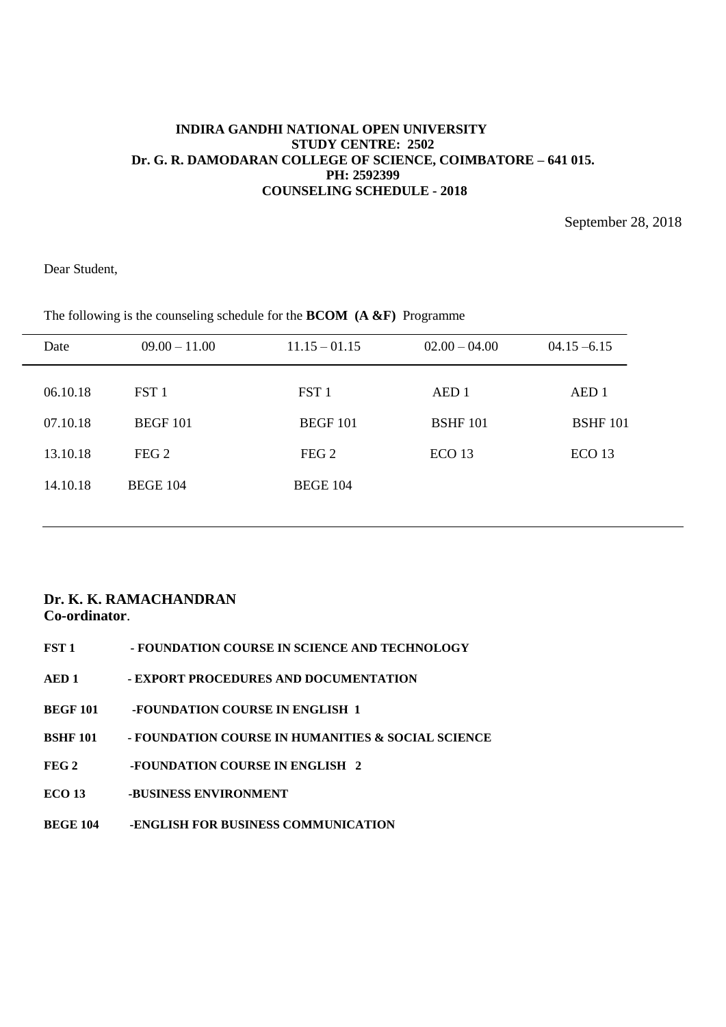**INDIRA GANDHI NATIONAL OPEN UNIVERSITY**
**STUDY CENTRE: 2502**
**Dr. G. R. DAMODARAN COLLEGE OF SCIENCE, COIMBATORE – 641 015.**
**PH: 2592399**
**COUNSELING SCHEDULE - 2018**

September 28, 2018

Dear Student,

The following is the counseling schedule for the **BCOM (A &F)** Programme

| Date | 09.00 – 11.00 | 11.15 – 01.15 | 02.00 – 04.00 | 04.15 –6.15 |
|---|---|---|---|---|
| 06.10.18 | FST 1 | FST 1 | AED 1 | AED 1 |
| 07.10.18 | BEGF 101 | BEGF 101 | BSHF 101 | BSHF 101 |
| 13.10.18 | FEG 2 | FEG 2 | ECO 13 | ECO 13 |
| 14.10.18 | BEGE 104 | BEGE 104 | | |

**Dr. K. K. RAMACHANDRAN**
**Co-ordinator**.

**FST 1** - **FOUNDATION COURSE IN SCIENCE AND TECHNOLOGY**

**AED 1** - **EXPORT PROCEDURES AND DOCUMENTATION**

**BEGF 101** -**FOUNDATION COURSE IN ENGLISH 1**

**BSHF 101** - **FOUNDATION COURSE IN HUMANITIES & SOCIAL SCIENCE**

**FEG 2** -**FOUNDATION COURSE IN ENGLISH 2**

**ECO 13** -**BUSINESS ENVIRONMENT**

**BEGE 104** -**ENGLISH FOR BUSINESS COMMUNICATION**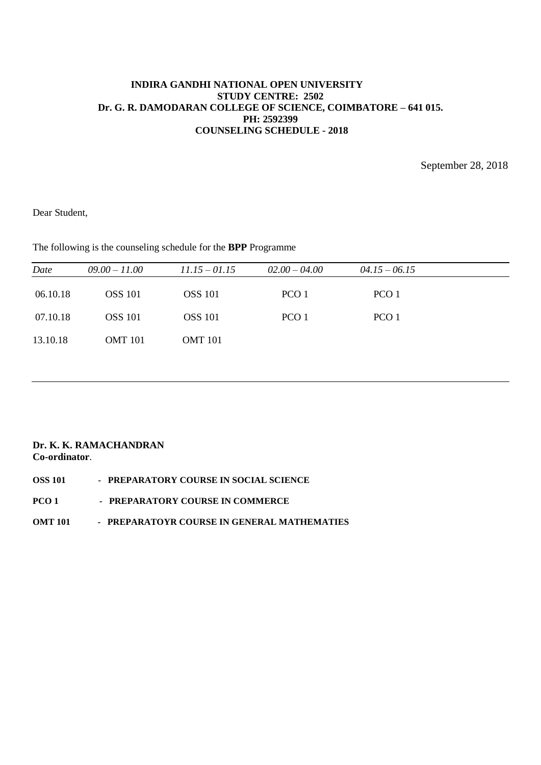**INDIRA GANDHI NATIONAL OPEN UNIVERSITY**
**STUDY CENTRE: 2502**
**Dr. G. R. DAMODARAN COLLEGE OF SCIENCE, COIMBATORE – 641 015.**
**PH: 2592399**
**COUNSELING SCHEDULE - 2018**

September 28, 2018

Dear Student,

The following is the counseling schedule for the **BPP** Programme

| *Date* | *09.00 – 11.00* | *11.15 – 01.15* | *02.00 – 04.00* | *04.15 – 06.15* |
|---|---|---|---|---|
| 06.10.18 | OSS 101 | OSS 101 | PCO 1 | PCO 1 |
| 07.10.18 | OSS 101 | OSS 101 | PCO 1 | PCO 1 |
| 13.10.18 | OMT 101 | OMT 101 | | |

**Dr. K. K. RAMACHANDRAN**
**Co-ordinator**.

**OSS 101 - PREPARATORY COURSE IN SOCIAL SCIENCE**

**PCO 1 - PREPARATORY COURSE IN COMMERCE**

**OMT 101 - PREPARATOYR COURSE IN GENERAL MATHEMATIES**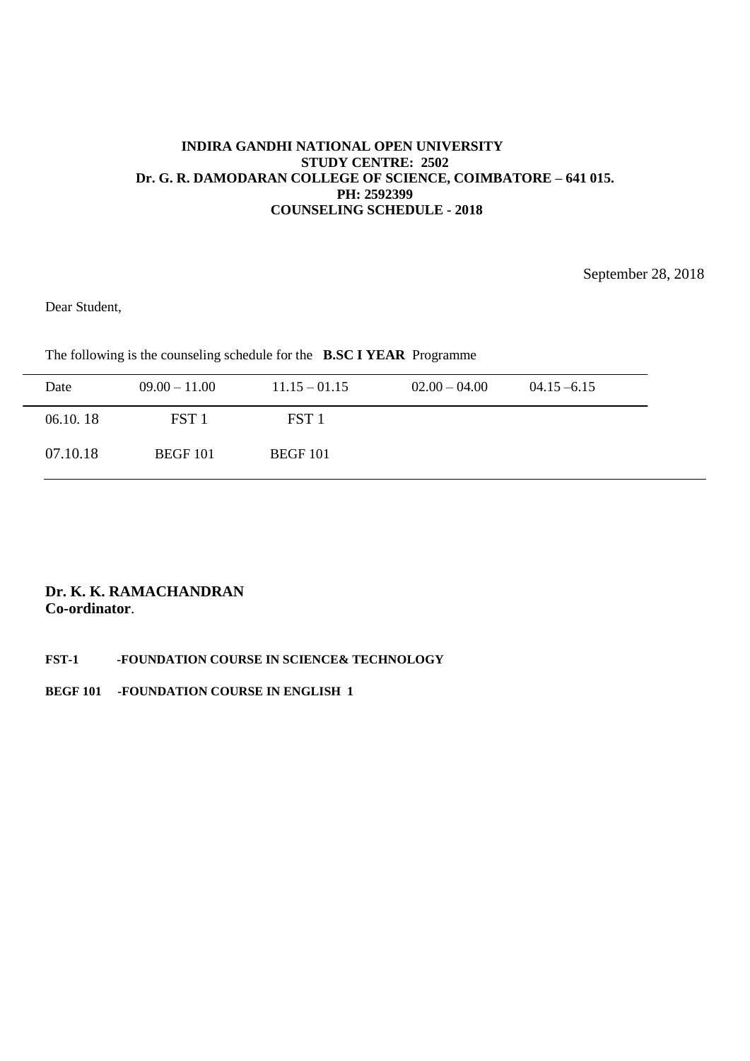**INDIRA GANDHI NATIONAL OPEN UNIVERSITY**
**STUDY CENTRE: 2502**
**Dr. G. R. DAMODARAN COLLEGE OF SCIENCE, COIMBATORE – 641 015.**
**PH: 2592399**
**COUNSELING SCHEDULE - 2018**

September 28, 2018

Dear Student,

The following is the counseling schedule for the **B.SC I YEAR** Programme

| Date | 09.00 – 11.00 | 11.15 – 01.15 | 02.00 – 04.00 | 04.15 –6.15 |
|---|---|---|---|---|
| 06.10. 18 | FST 1 | FST 1 | | |
| 07.10.18 | BEGF 101 | BEGF 101 | | |

**Dr. K. K. RAMACHANDRAN**
**Co-ordinator**.

**FST-1 -FOUNDATION COURSE IN SCIENCE& TECHNOLOGY**

**BEGF 101 -FOUNDATION COURSE IN ENGLISH 1**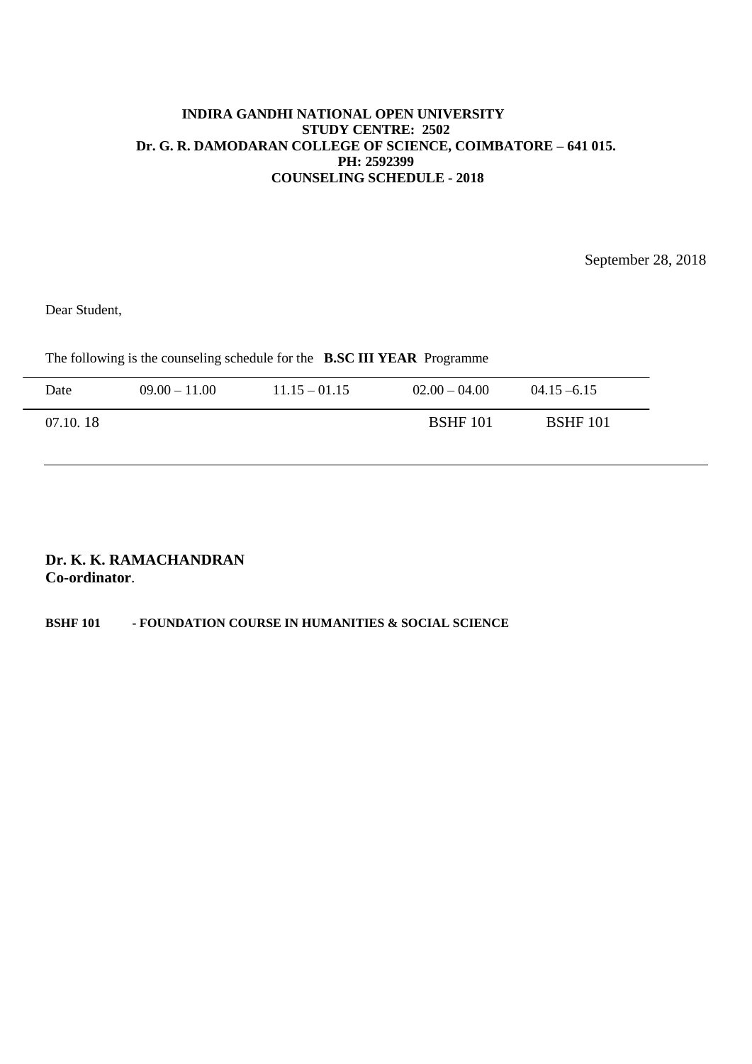**INDIRA GANDHI NATIONAL OPEN UNIVERSITY**
**STUDY CENTRE: 2502**
**Dr. G. R. DAMODARAN COLLEGE OF SCIENCE, COIMBATORE – 641 015.**
**PH: 2592399**
**COUNSELING SCHEDULE - 2018**

September 28, 2018

Dear Student,

The following is the counseling schedule for the **B.SC III YEAR** Programme

| Date | 09.00 – 11.00 | 11.15 – 01.15 | 02.00 – 04.00 | 04.15 –6.15 |
|---|---|---|---|---|
| 07.10. 18 | | | BSHF 101 | BSHF 101 |

**Dr. K. K. RAMACHANDRAN**
**Co-ordinator**.

**BSHF 101 - FOUNDATION COURSE IN HUMANITIES & SOCIAL SCIENCE**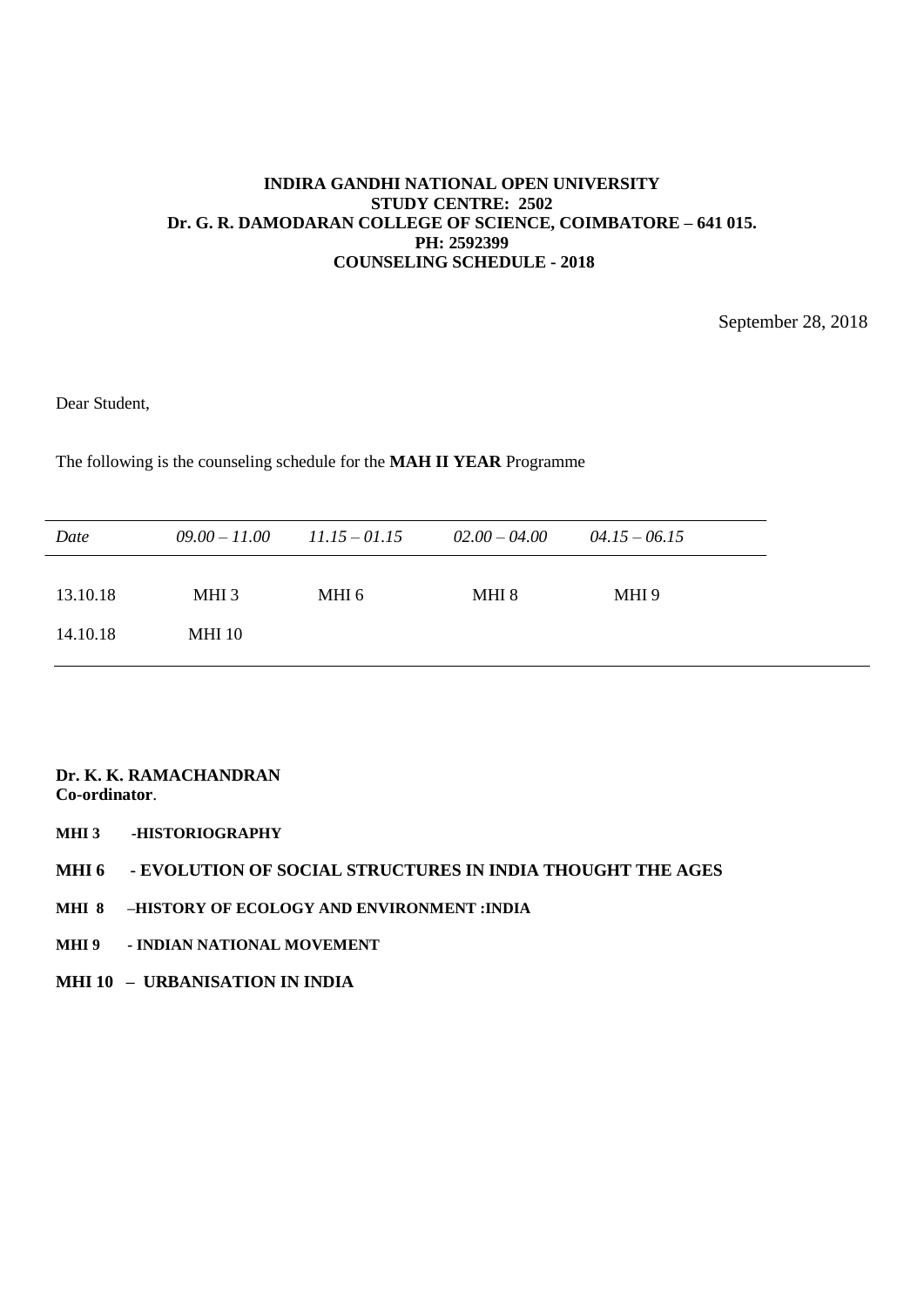**INDIRA GANDHI NATIONAL OPEN UNIVERSITY**
**STUDY CENTRE: 2502**
**Dr. G. R. DAMODARAN COLLEGE OF SCIENCE, COIMBATORE – 641 015.**
**PH: 2592399**
**COUNSELING SCHEDULE - 2018**

September 28, 2018

Dear Student,

The following is the counseling schedule for the **MAH II YEAR** Programme

| *Date* | *09.00 – 11.00* | *11.15 – 01.15* | *02.00 – 04.00* | *04.15 – 06.15* |
|---|---|---|---|---|
| 13.10.18 | MHI 3 | MHI 6 | MHI 8 | MHI 9 |
| 14.10.18 | MHI 10 | | | |

**Dr. K. K. RAMACHANDRAN**
**Co-ordinator**.

**MHI 3 -HISTORIOGRAPHY**

**MHI 6 - EVOLUTION OF SOCIAL STRUCTURES IN INDIA THOUGHT THE AGES**

**MHI 8 –HISTORY OF ECOLOGY AND ENVIRONMENT :INDIA**

**MHI 9 - INDIAN NATIONAL MOVEMENT**

**MHI 10 – URBANISATION IN INDIA**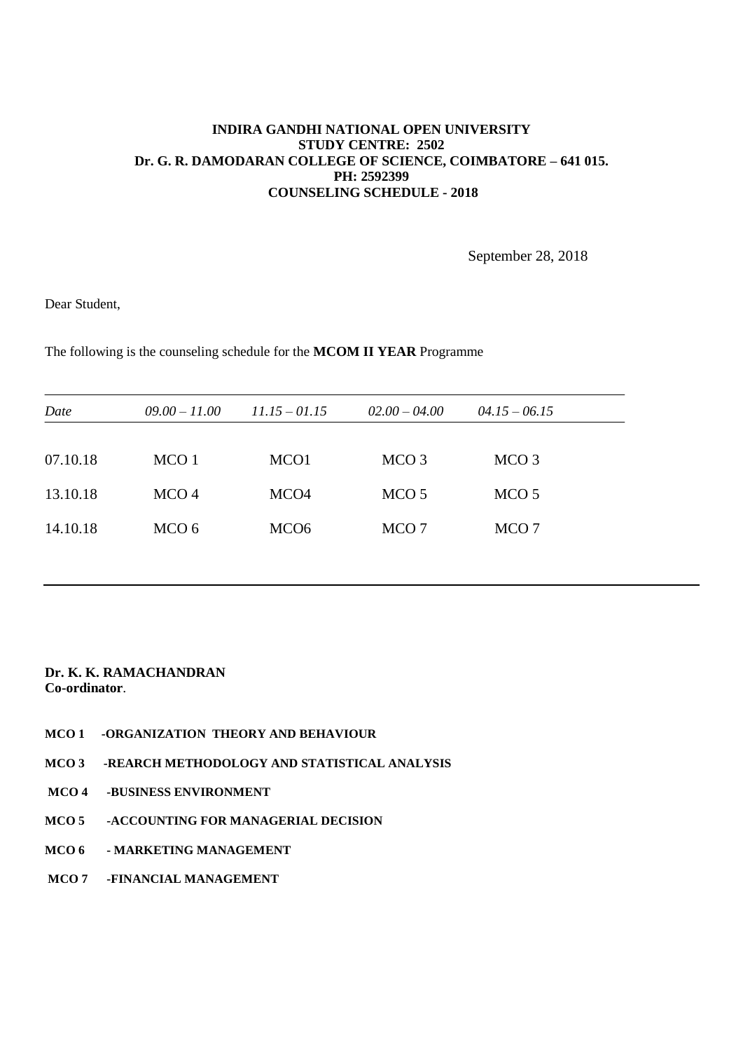**INDIRA GANDHI NATIONAL OPEN UNIVERSITY**
**STUDY CENTRE: 2502**
**Dr. G. R. DAMODARAN COLLEGE OF SCIENCE, COIMBATORE – 641 015.**
**PH: 2592399**
**COUNSELING SCHEDULE - 2018**

September 28, 2018

Dear Student,

The following is the counseling schedule for the **MCOM II YEAR** Programme

| *Date* | *09.00 – 11.00* | *11.15 – 01.15* | *02.00 – 04.00* | *04.15 – 06.15* |
|---|---|---|---|---|
| 07.10.18 | MCO 1 | MCO1 | MCO 3 | MCO 3 |
| 13.10.18 | MCO 4 | MCO4 | MCO 5 | MCO 5 |
| 14.10.18 | MCO 6 | MCO6 | MCO 7 | MCO 7 |

**Dr. K. K. RAMACHANDRAN**
**Co-ordinator**.

**MCO 1 -ORGANIZATION THEORY AND BEHAVIOUR**

**MCO 3 -REARCH METHODOLOGY AND STATISTICAL ANALYSIS**

**MCO 4 -BUSINESS ENVIRONMENT**

**MCO 5 -ACCOUNTING FOR MANAGERIAL DECISION**

**MCO 6 - MARKETING MANAGEMENT**

**MCO 7 -FINANCIAL MANAGEMENT**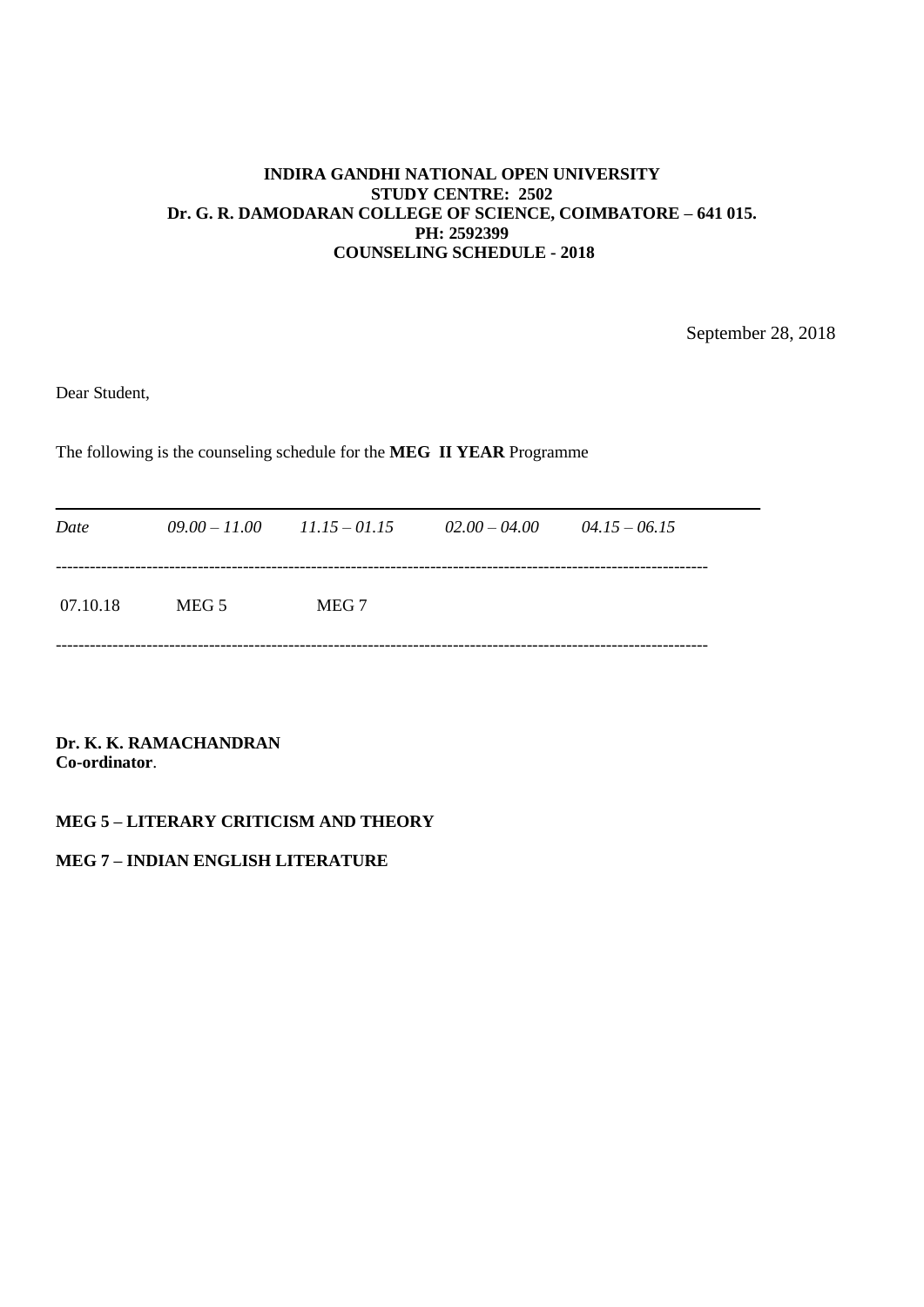**INDIRA GANDHI NATIONAL OPEN UNIVERSITY**
**STUDY CENTRE: 2502**
**Dr. G. R. DAMODARAN COLLEGE OF SCIENCE, COIMBATORE – 641 015.**
**PH: 2592399**
**COUNSELING SCHEDULE - 2018**

September 28, 2018

Dear Student,

The following is the counseling schedule for the **MEG II YEAR** Programme

| *Date* | *09.00 – 11.00* | *11.15 – 01.15* | *02.00 – 04.00* | *04.15 – 06.15* |
|---|---|---|---|---|
| 07.10.18 | MEG 5 | MEG 7 | | |

**Dr. K. K. RAMACHANDRAN**
**Co-ordinator**.

**MEG 5 – LITERARY CRITICISM AND THEORY**

**MEG 7 – INDIAN ENGLISH LITERATURE**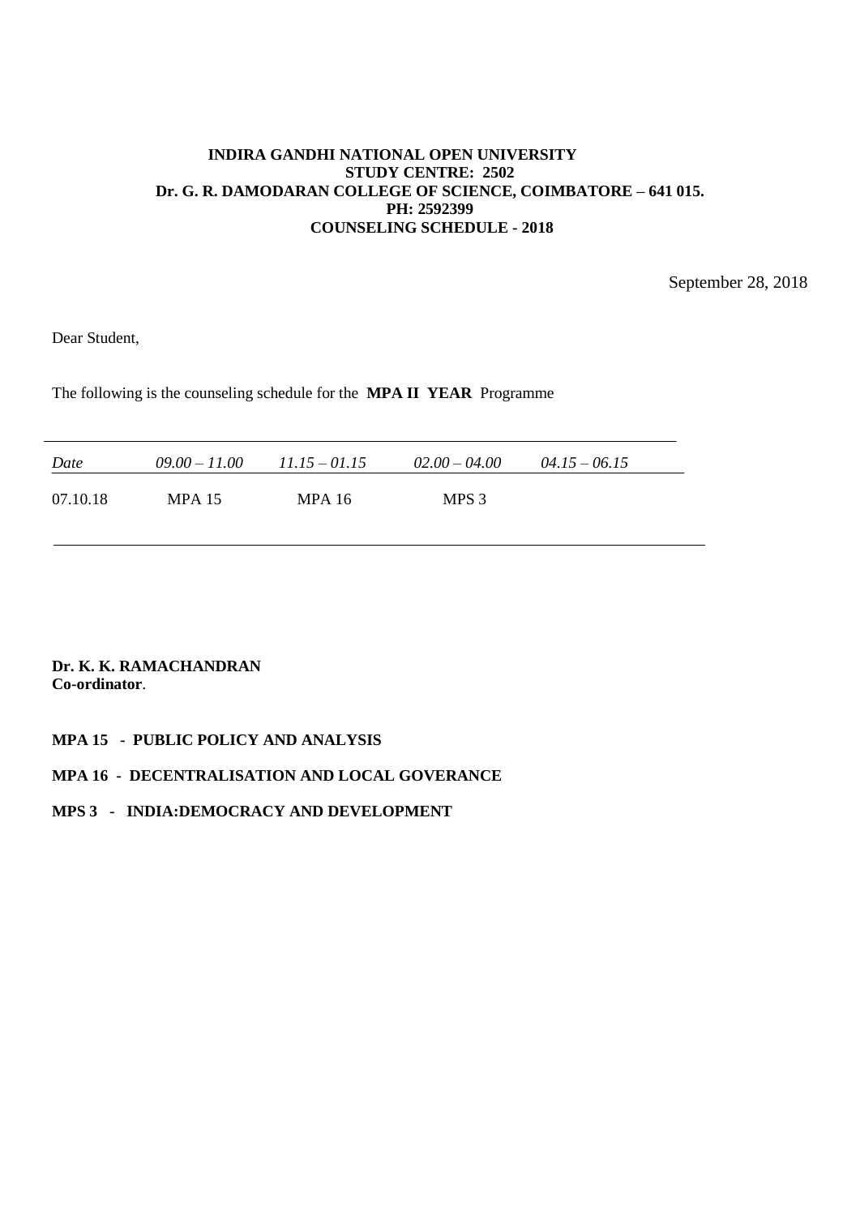**INDIRA GANDHI NATIONAL OPEN UNIVERSITY**
**STUDY CENTRE: 2502**
**Dr. G. R. DAMODARAN COLLEGE OF SCIENCE, COIMBATORE – 641 015.**
**PH: 2592399**
**COUNSELING SCHEDULE - 2018**

September 28, 2018

Dear Student,

The following is the counseling schedule for the **MPA II YEAR** Programme

| *Date* | *09.00 – 11.00* | *11.15 – 01.15* | *02.00 – 04.00* | *04.15 – 06.15* |
|---|---|---|---|---|
| 07.10.18 | MPA 15 | MPA 16 | MPS 3 | |

**Dr. K. K. RAMACHANDRAN**
**Co-ordinator**.

**MPA 15 - PUBLIC POLICY AND ANALYSIS**

**MPA 16 - DECENTRALISATION AND LOCAL GOVERANCE**

**MPS 3 - INDIA:DEMOCRACY AND DEVELOPMENT**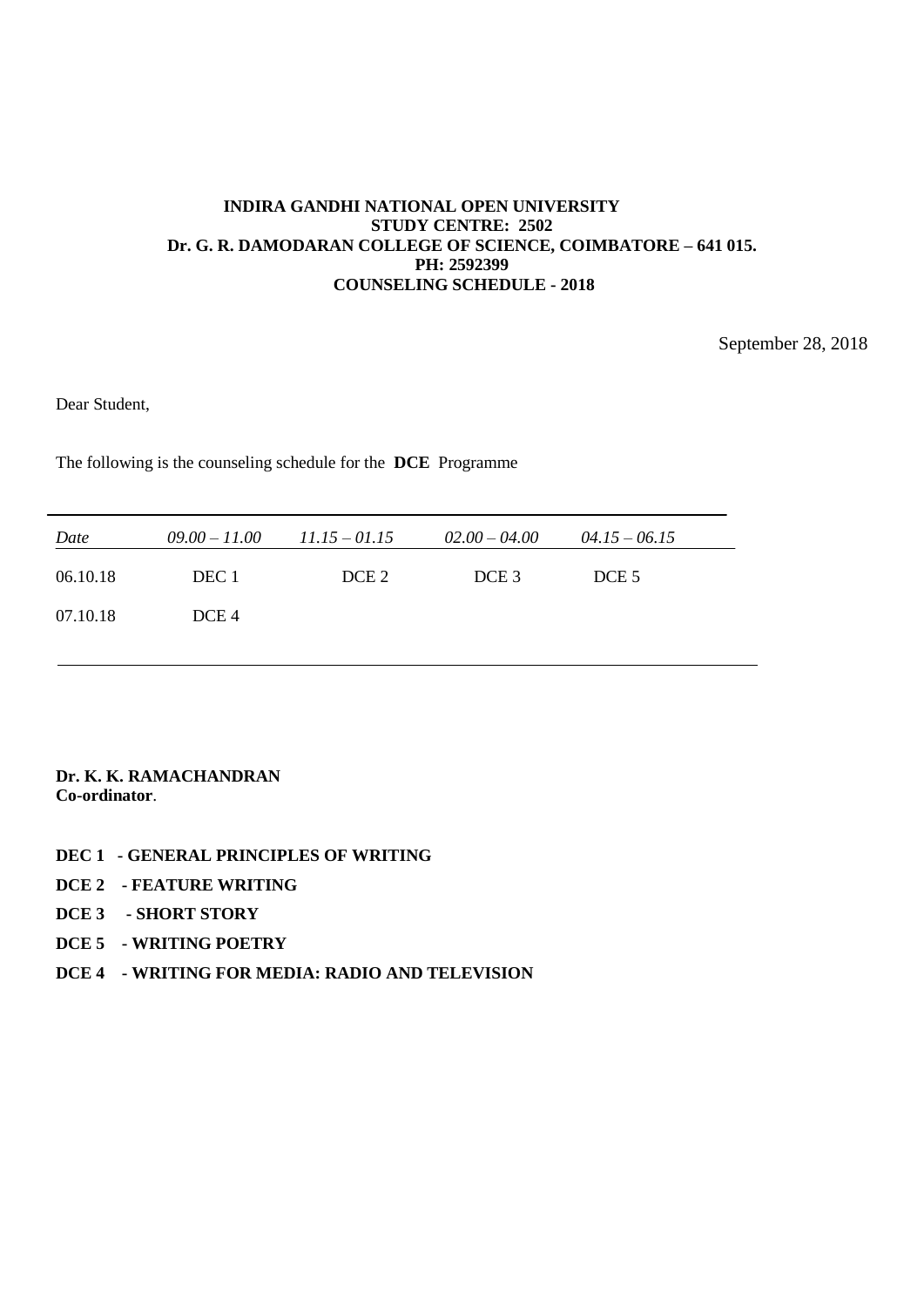**INDIRA GANDHI NATIONAL OPEN UNIVERSITY**
**STUDY CENTRE: 2502**
**Dr. G. R. DAMODARAN COLLEGE OF SCIENCE, COIMBATORE – 641 015.**
**PH: 2592399**
**COUNSELING SCHEDULE - 2018**

September 28, 2018

Dear Student,

The following is the counseling schedule for the **DCE** Programme

| *Date* | *09.00 – 11.00* | *11.15 – 01.15* | *02.00 – 04.00* | *04.15 – 06.15* |
|---|---|---|---|---|
| 06.10.18 | DEC 1 | DCE 2 | DCE 3 | DCE 5 |
| 07.10.18 | DCE 4 | | | |

**Dr. K. K. RAMACHANDRAN**
**Co-ordinator**.

**DEC 1 - GENERAL PRINCIPLES OF WRITING**

**DCE 2 - FEATURE WRITING**

**DCE 3 - SHORT STORY**

**DCE 5 - WRITING POETRY**

**DCE 4 - WRITING FOR MEDIA: RADIO AND TELEVISION**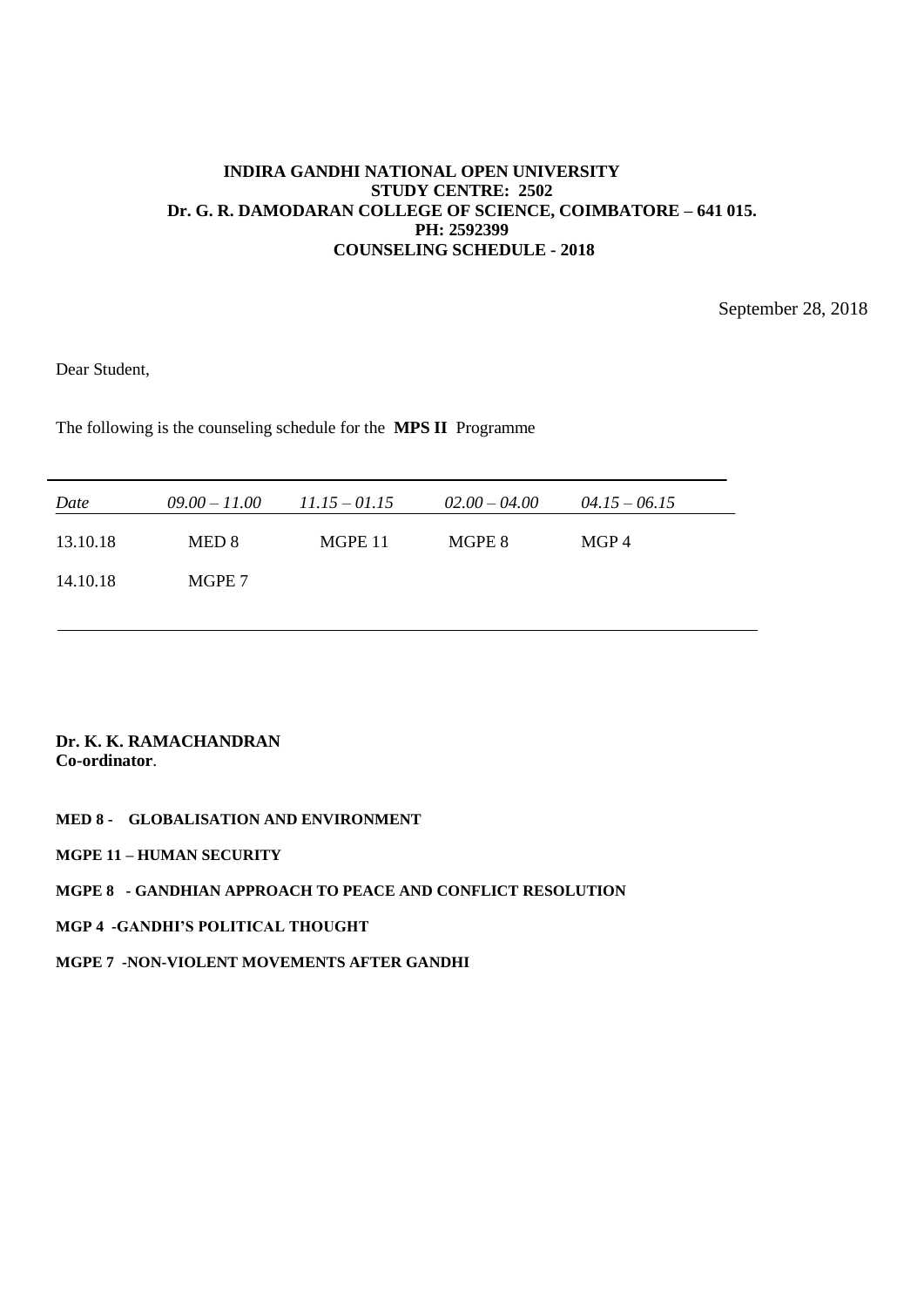**INDIRA GANDHI NATIONAL OPEN UNIVERSITY**
**STUDY CENTRE: 2502**
**Dr. G. R. DAMODARAN COLLEGE OF SCIENCE, COIMBATORE – 641 015.**
**PH: 2592399**
**COUNSELING SCHEDULE - 2018**

September 28, 2018

Dear Student,

The following is the counseling schedule for the **MPS II** Programme

| *Date* | *09.00 – 11.00* | *11.15 – 01.15* | *02.00 – 04.00* | *04.15 – 06.15* |
|---|---|---|---|---|
| 13.10.18 | MED 8 | MGPE 11 | MGPE 8 | MGP 4 |
| 14.10.18 | MGPE 7 | | | |

**Dr. K. K. RAMACHANDRAN**
**Co-ordinator**.

**MED 8 - GLOBALISATION AND ENVIRONMENT**

**MGPE 11 – HUMAN SECURITY**

**MGPE 8 - GANDHIAN APPROACH TO PEACE AND CONFLICT RESOLUTION**

**MGP 4 -GANDHI'S POLITICAL THOUGHT**

**MGPE 7 -NON-VIOLENT MOVEMENTS AFTER GANDHI**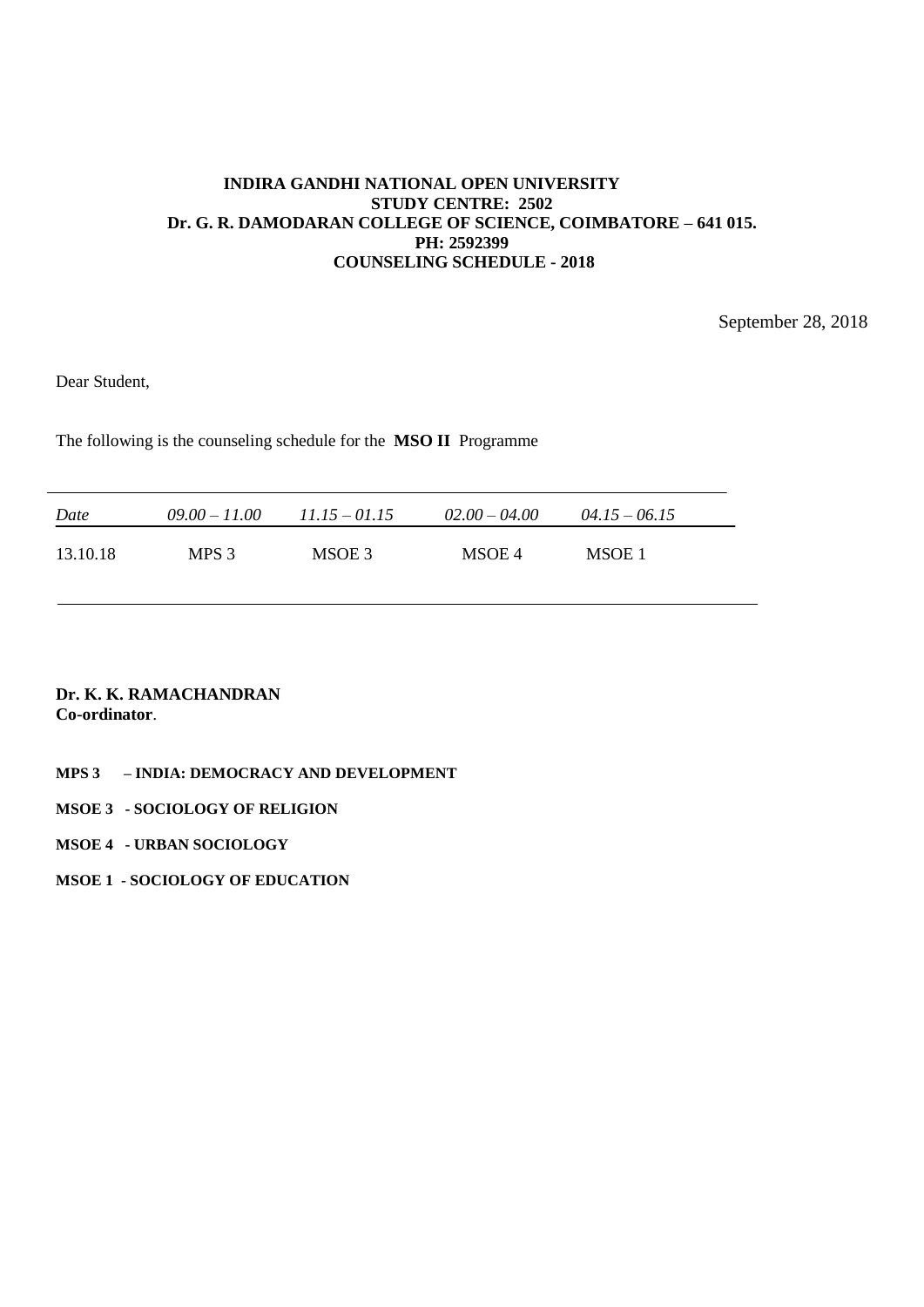**INDIRA GANDHI NATIONAL OPEN UNIVERSITY**
**STUDY CENTRE: 2502**
**Dr. G. R. DAMODARAN COLLEGE OF SCIENCE, COIMBATORE – 641 015.**
**PH: 2592399**
**COUNSELING SCHEDULE - 2018**

September 28, 2018

Dear Student,

The following is the counseling schedule for the **MSO II** Programme

| *Date* | *09.00 – 11.00* | *11.15 – 01.15* | *02.00 – 04.00* | *04.15 – 06.15* |
|---|---|---|---|---|
| 13.10.18 | MPS 3 | MSOE 3 | MSOE 4 | MSOE 1 |

**Dr. K. K. RAMACHANDRAN**
**Co-ordinator**.

**MPS 3 – INDIA: DEMOCRACY AND DEVELOPMENT**

**MSOE 3 - SOCIOLOGY OF RELIGION**

**MSOE 4 - URBAN SOCIOLOGY**

**MSOE 1 - SOCIOLOGY OF EDUCATION**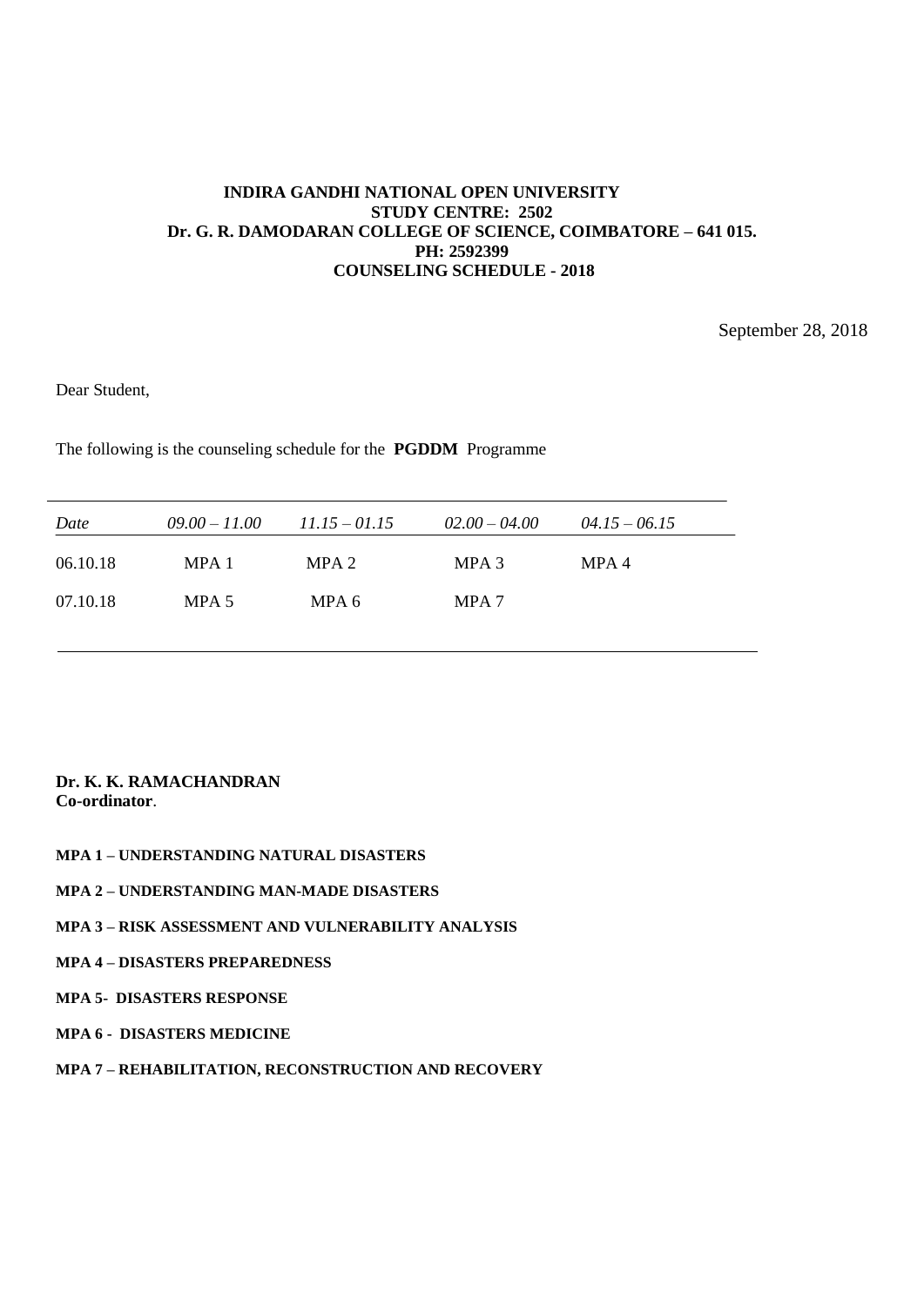**INDIRA GANDHI NATIONAL OPEN UNIVERSITY**
**STUDY CENTRE: 2502**
**Dr. G. R. DAMODARAN COLLEGE OF SCIENCE, COIMBATORE – 641 015.**
**PH: 2592399**
**COUNSELING SCHEDULE - 2018**

September 28, 2018

Dear Student,

The following is the counseling schedule for the **PGDDM** Programme

| *Date* | *09.00 – 11.00* | *11.15 – 01.15* | *02.00 – 04.00* | *04.15 – 06.15* |
|---|---|---|---|---|
| 06.10.18 | MPA 1 | MPA 2 | MPA 3 | MPA 4 |
| 07.10.18 | MPA 5 | MPA 6 | MPA 7 | |

**Dr. K. K. RAMACHANDRAN**
**Co-ordinator**.

**MPA 1 – UNDERSTANDING NATURAL DISASTERS**

**MPA 2 – UNDERSTANDING MAN-MADE DISASTERS**

**MPA 3 – RISK ASSESSMENT AND VULNERABILITY ANALYSIS**

**MPA 4 – DISASTERS PREPAREDNESS**

**MPA 5- DISASTERS RESPONSE**

**MPA 6 - DISASTERS MEDICINE**

**MPA 7 – REHABILITATION, RECONSTRUCTION AND RECOVERY**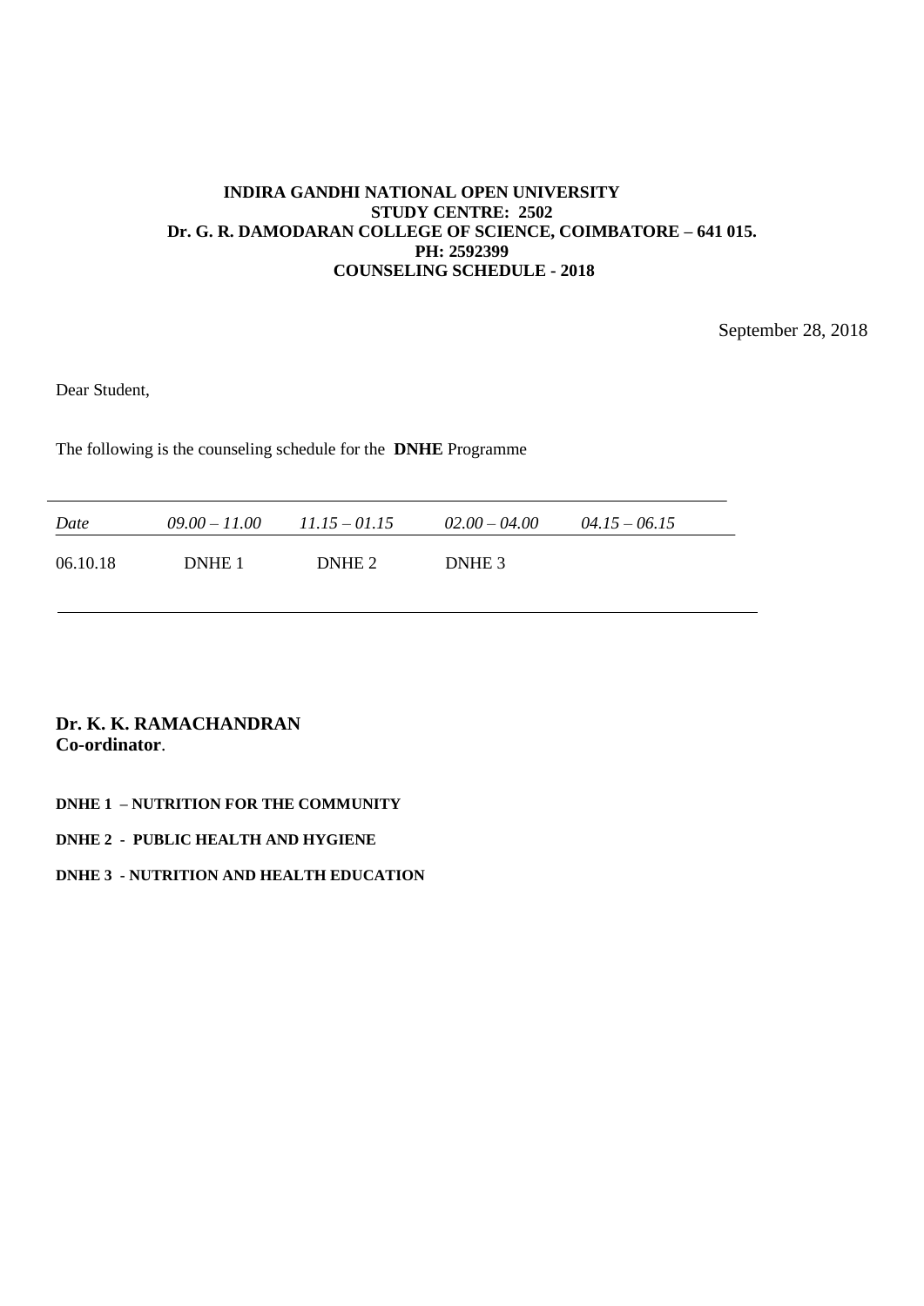**INDIRA GANDHI NATIONAL OPEN UNIVERSITY**
**STUDY CENTRE: 2502**
**Dr. G. R. DAMODARAN COLLEGE OF SCIENCE, COIMBATORE – 641 015.**
**PH: 2592399**
**COUNSELING SCHEDULE - 2018**

September 28, 2018

Dear Student,

The following is the counseling schedule for the **DNHE** Programme

| *Date* | *09.00 – 11.00* | *11.15 – 01.15* | *02.00 – 04.00* | *04.15 – 06.15* |
|---|---|---|---|---|
| 06.10.18 | DNHE 1 | DNHE 2 | DNHE 3 | |

**Dr. K. K. RAMACHANDRAN**
**Co-ordinator**.

**DNHE 1 – NUTRITION FOR THE COMMUNITY**

**DNHE 2 - PUBLIC HEALTH AND HYGIENE**

**DNHE 3 - NUTRITION AND HEALTH EDUCATION**